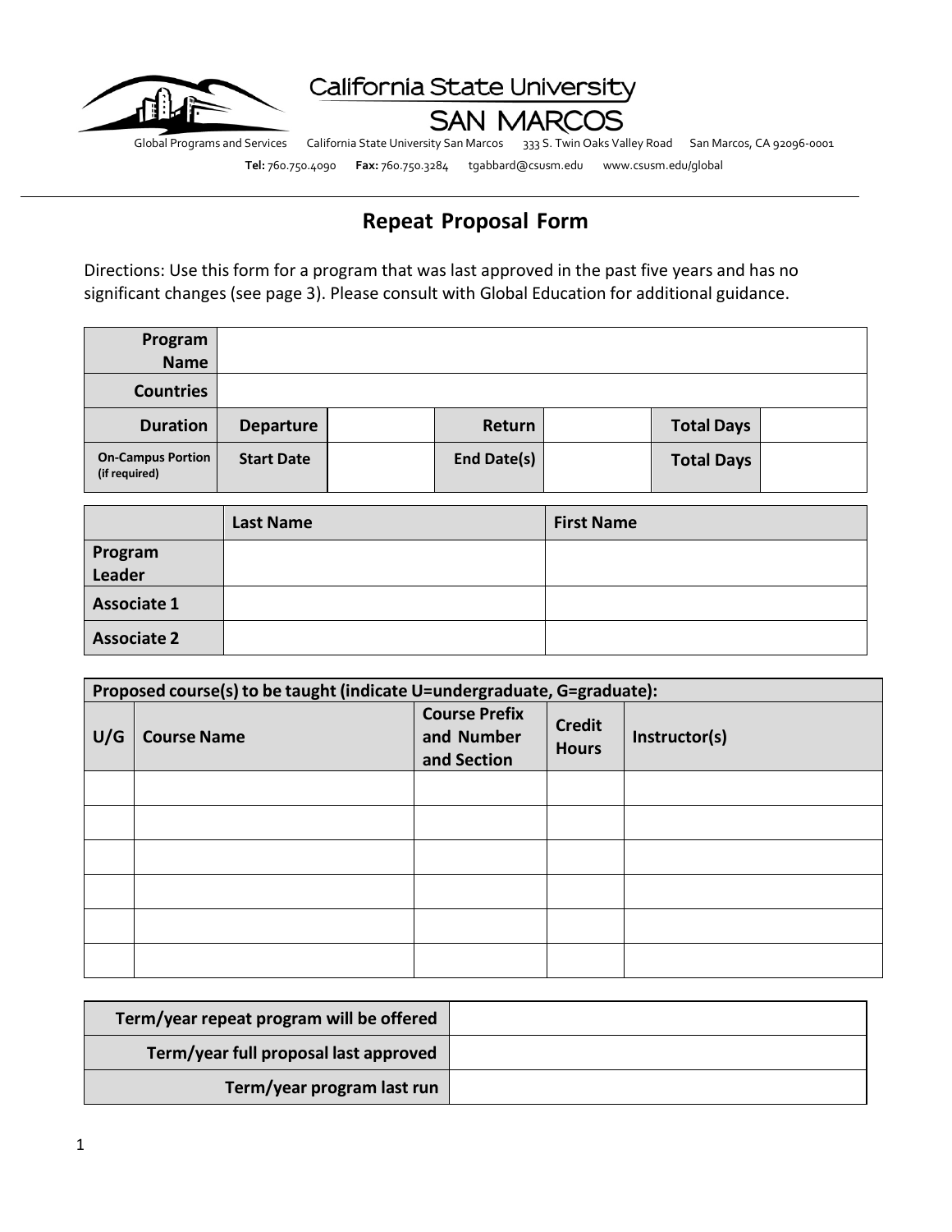California State University
SAN MARCOS

Global Programs and Services California State University San Marcos 333 S. Twin Oaks Valley Road San Marcos, CA 92096-0001

**Tel:** 760.750.4090 **Fax:** 760.750.3284 tgabbard@csusm.edu www.csusm.edu/global

# Repeat Proposal Form

Directions: Use this form for a program that was last approved in the past five years and has no significant changes (see page 3). Please consult with Global Education for additional guidance.

| | | | | | | |
|---|---|---|---|---|---|---|
| **Program Name** | | | | | | |
| **Countries** | | | | | | |
| **Duration** | **Departure** | | **Return** | | **Total Days** | |
| **On-Campus Portion (if required)** | **Start Date** | | **End Date(s)** | | **Total Days** | |

| | **Last Name** | **First Name** |
|---|---|---|
| **Program Leader** | | |
| **Associate 1** | | |
| **Associate 2** | | |

**Proposed course(s) to be taught (indicate U=undergraduate, G=graduate):**

| U/G | Course Name | Course Prefix and Number and Section | Credit Hours | Instructor(s) |
|---|---|---|---|---|
| | | | | |
| | | | | |
| | | | | |
| | | | | |
| | | | | |
| | | | | |

| | |
|---|---|
| **Term/year repeat program will be offered** | |
| **Term/year full proposal last approved** | |
| **Term/year program last run** | |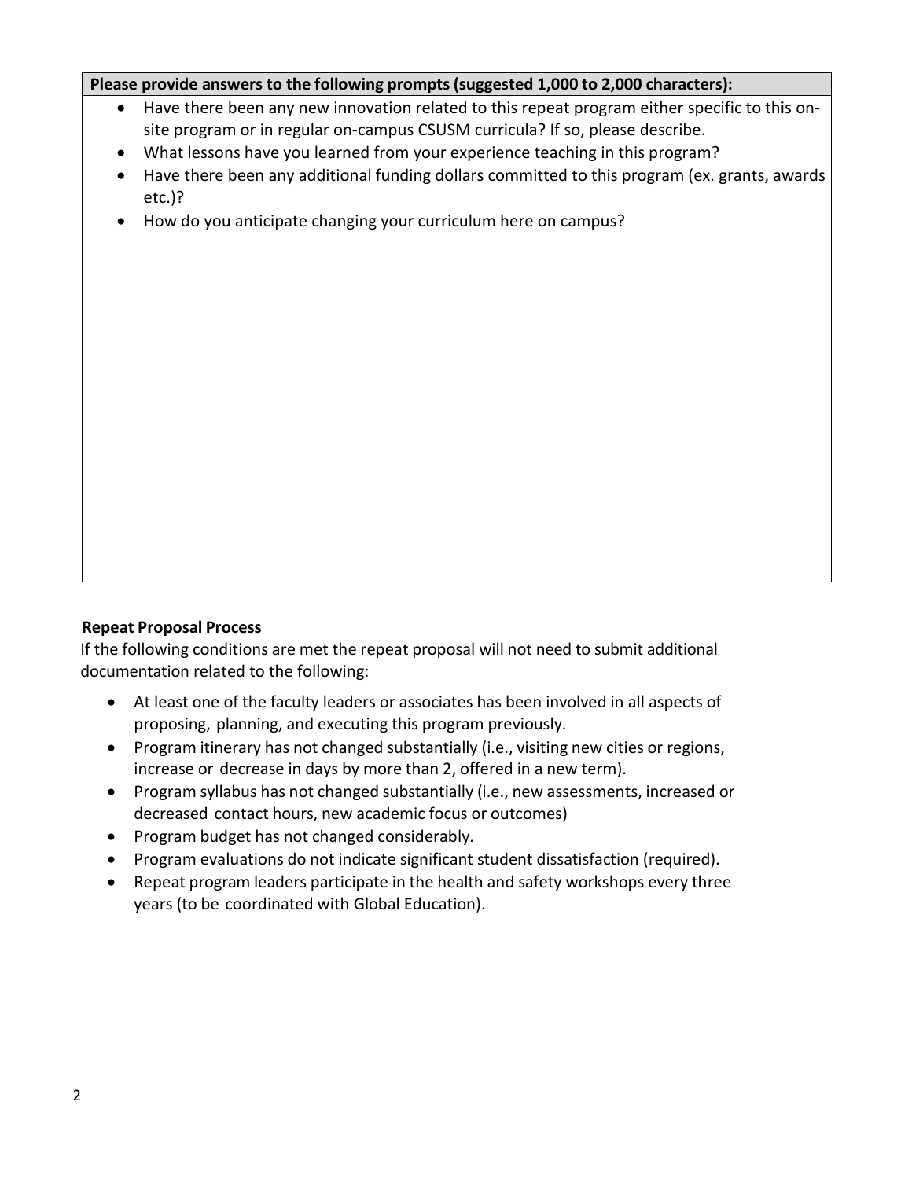**Please provide answers to the following prompts (suggested 1,000 to 2,000 characters):**

- Have there been any new innovation related to this repeat program either specific to this on-site program or in regular on-campus CSUSM curricula? If so, please describe.
- What lessons have you learned from your experience teaching in this program?
- Have there been any additional funding dollars committed to this program (ex. grants, awards etc.)?
- How do you anticipate changing your curriculum here on campus?

**Repeat Proposal Process**

If the following conditions are met the repeat proposal will not need to submit additional documentation related to the following:

- At least one of the faculty leaders or associates has been involved in all aspects of proposing, planning, and executing this program previously.
- Program itinerary has not changed substantially (i.e., visiting new cities or regions, increase or decrease in days by more than 2, offered in a new term).
- Program syllabus has not changed substantially (i.e., new assessments, increased or decreased contact hours, new academic focus or outcomes)
- Program budget has not changed considerably.
- Program evaluations do not indicate significant student dissatisfaction (required).
- Repeat program leaders participate in the health and safety workshops every three years (to be coordinated with Global Education).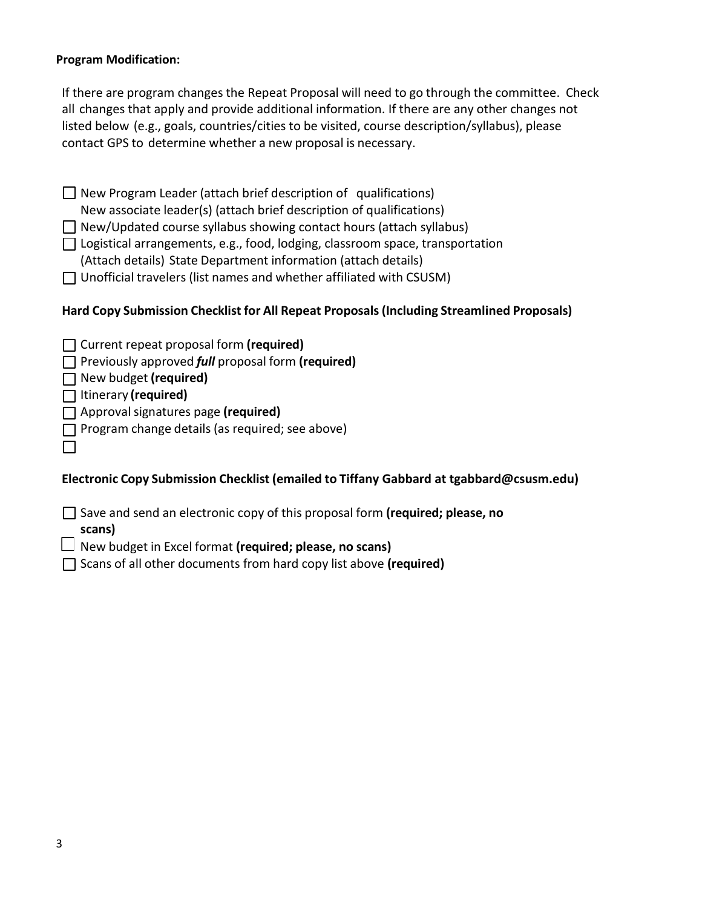**Program Modification:**

If there are program changes the Repeat Proposal will need to go through the committee. Check all changes that apply and provide additional information. If there are any other changes not listed below (e.g., goals, countries/cities to be visited, course description/syllabus), please contact GPS to determine whether a new proposal is necessary.

- ☐ New Program Leader (attach brief description of qualifications)
  New associate leader(s) (attach brief description of qualifications)
- ☐ New/Updated course syllabus showing contact hours (attach syllabus)
- ☐ Logistical arrangements, e.g., food, lodging, classroom space, transportation (Attach details) State Department information (attach details)
- ☐ Unofficial travelers (list names and whether affiliated with CSUSM)

**Hard Copy Submission Checklist for All Repeat Proposals (Including Streamlined Proposals)**

- ☐ Current repeat proposal form **(required)**
- ☐ Previously approved ***full*** proposal form **(required)**
- ☐ New budget **(required)**
- ☐ Itinerary **(required)**
- ☐ Approval signatures page **(required)**
- ☐ Program change details (as required; see above)
- ☐

**Electronic Copy Submission Checklist (emailed to Tiffany Gabbard at tgabbard@csusm.edu)**

- ☐ Save and send an electronic copy of this proposal form **(required; please, no scans)**
- ☐ New budget in Excel format **(required; please, no scans)**
- ☐ Scans of all other documents from hard copy list above **(required)**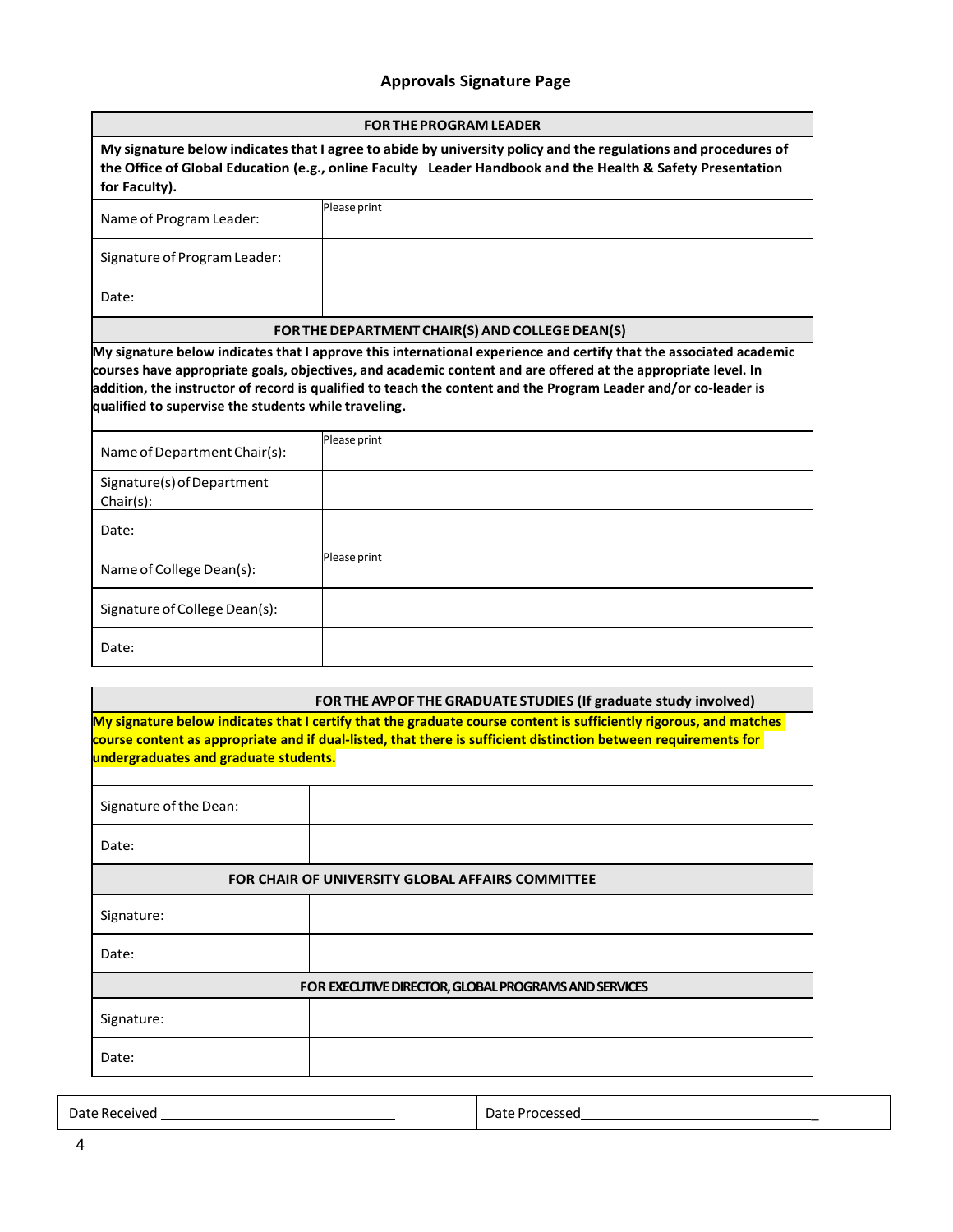## Approvals Signature Page

| FOR THE PROGRAM LEADER | |
|---|---|
| **My signature below indicates that I agree to abide by university policy and the regulations and procedures of the Office of Global Education (e.g., online Faculty Leader Handbook and the Health & Safety Presentation for Faculty).** | |
| Name of Program Leader: | Please print |
| Signature of Program Leader: | |
| Date: | |
| **FOR THE DEPARTMENT CHAIR(S) AND COLLEGE DEAN(S)** | |
| **My signature below indicates that I approve this international experience and certify that the associated academic courses have appropriate goals, objectives, and academic content and are offered at the appropriate level. In addition, the instructor of record is qualified to teach the content and the Program Leader and/or co-leader is qualified to supervise the students while traveling.** | |
| Name of Department Chair(s): | Please print |
| Signature(s) of Department Chair(s): | |
| Date: | |
| Name of College Dean(s): | Please print |
| Signature of College Dean(s): | |
| Date: | |

| FOR THE AVP OF THE GRADUATE STUDIES (If graduate study involved) | |
|---|---|
| **My signature below indicates that I certify that the graduate course content is sufficiently rigorous, and matches course content as appropriate and if dual-listed, that there is sufficient distinction between requirements for undergraduates and graduate students.** | |
| Signature of the Dean: | |
| Date: | |
| **FOR CHAIR OF UNIVERSITY GLOBAL AFFAIRS COMMITTEE** | |
| Signature: | |
| Date: | |
| **FOR EXECUTIVE DIRECTOR, GLOBAL PROGRAMS AND SERVICES** | |
| Signature: | |
| Date: | |

| | |
|---|---|
| Date Received ______________________________ | Date Processed ______________________________ |